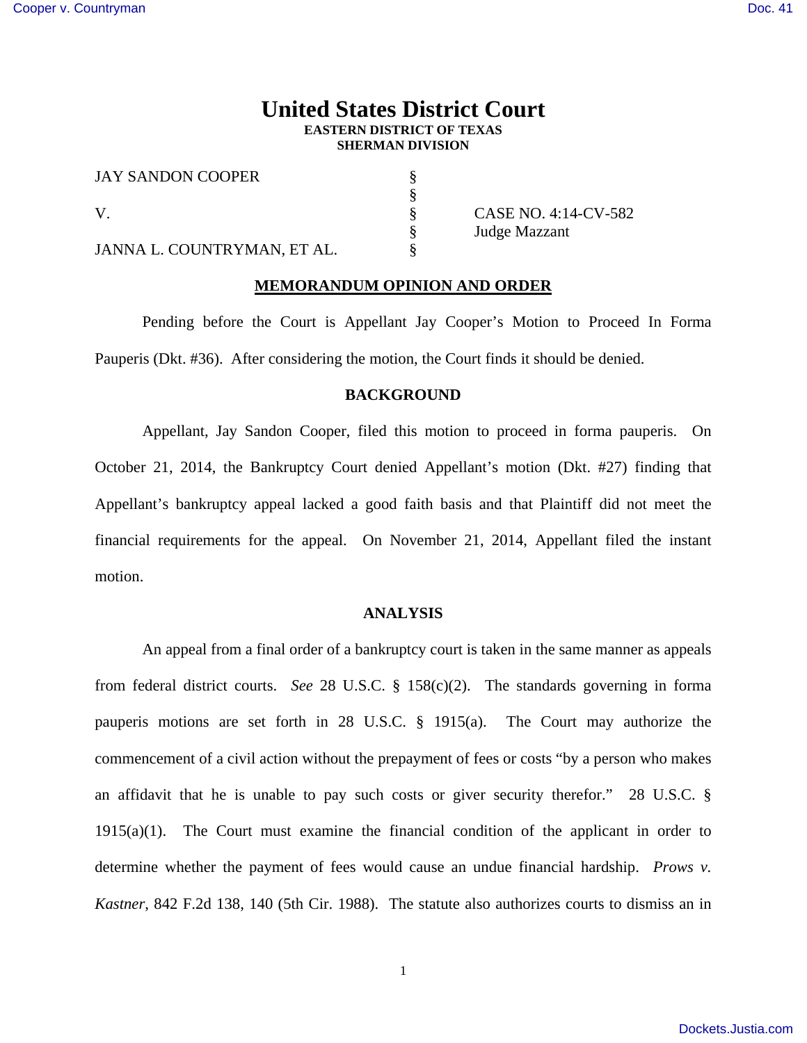# United States District Court
**EASTERN DISTRICT OF TEXAS**
**SHERMAN DIVISION**

| | | |
|---|---|---|
| JAY SANDON COOPER | § | |
| | § | |
| V. | § | CASE NO. 4:14-CV-582 |
| | § | Judge Mazzant |
| JANNA L. COUNTRYMAN, ET AL. | § | |

## MEMORANDUM OPINION AND ORDER

Pending before the Court is Appellant Jay Cooper's Motion to Proceed In Forma Pauperis (Dkt. #36). After considering the motion, the Court finds it should be denied.

### BACKGROUND

Appellant, Jay Sandon Cooper, filed this motion to proceed in forma pauperis. On October 21, 2014, the Bankruptcy Court denied Appellant's motion (Dkt. #27) finding that Appellant's bankruptcy appeal lacked a good faith basis and that Plaintiff did not meet the financial requirements for the appeal. On November 21, 2014, Appellant filed the instant motion.

### ANALYSIS

An appeal from a final order of a bankruptcy court is taken in the same manner as appeals from federal district courts. *See* 28 U.S.C. § 158(c)(2). The standards governing in forma pauperis motions are set forth in 28 U.S.C. § 1915(a). The Court may authorize the commencement of a civil action without the prepayment of fees or costs "by a person who makes an affidavit that he is unable to pay such costs or giver security therefor." 28 U.S.C. § 1915(a)(1). The Court must examine the financial condition of the applicant in order to determine whether the payment of fees would cause an undue financial hardship. *Prows v. Kastner*, 842 F.2d 138, 140 (5th Cir. 1988). The statute also authorizes courts to dismiss an in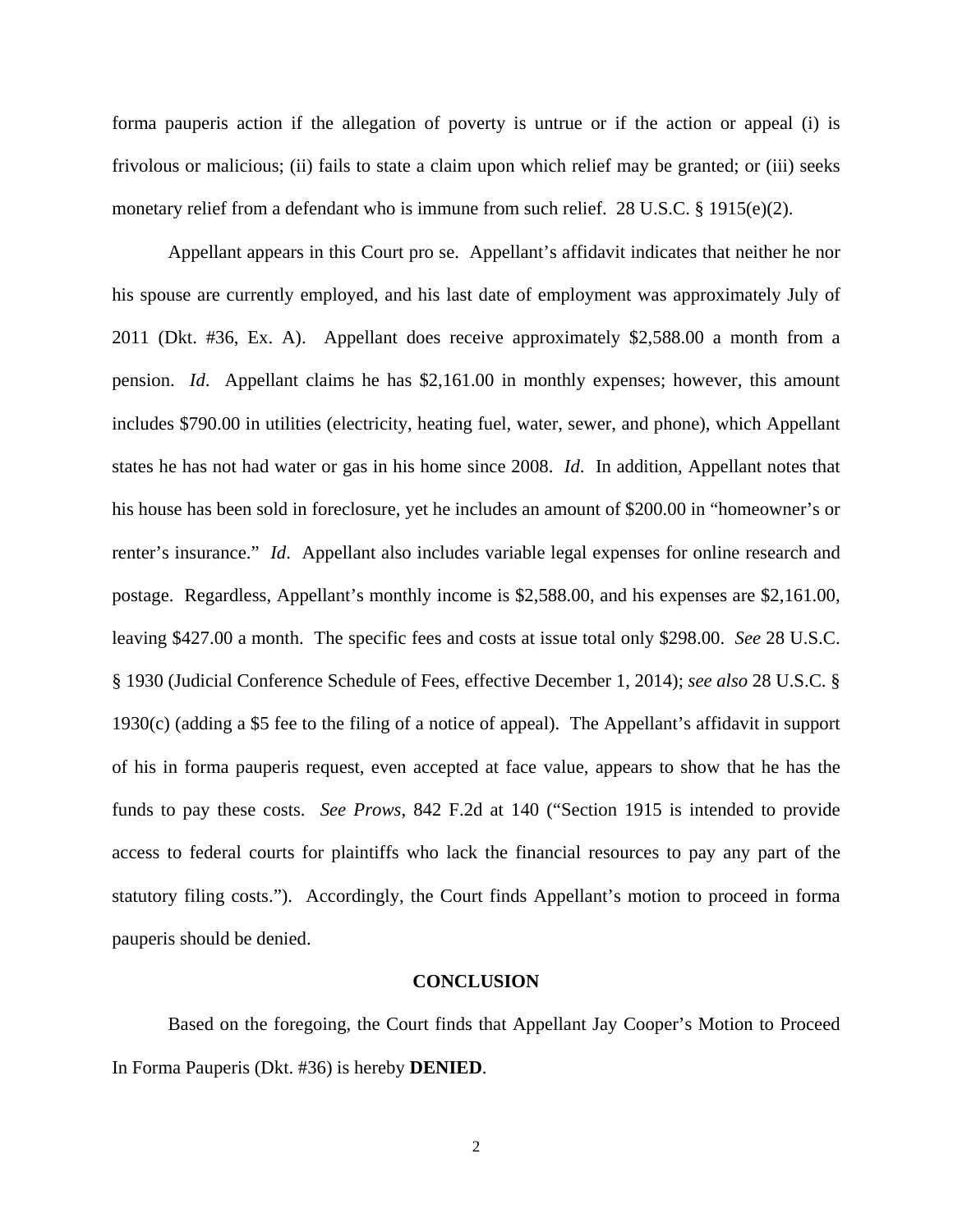forma pauperis action if the allegation of poverty is untrue or if the action or appeal (i) is frivolous or malicious; (ii) fails to state a claim upon which relief may be granted; or (iii) seeks monetary relief from a defendant who is immune from such relief. 28 U.S.C. § 1915(e)(2).

Appellant appears in this Court pro se. Appellant's affidavit indicates that neither he nor his spouse are currently employed, and his last date of employment was approximately July of 2011 (Dkt. #36, Ex. A). Appellant does receive approximately $2,588.00 a month from a pension. *Id*. Appellant claims he has $2,161.00 in monthly expenses; however, this amount includes $790.00 in utilities (electricity, heating fuel, water, sewer, and phone), which Appellant states he has not had water or gas in his home since 2008. *Id*. In addition, Appellant notes that his house has been sold in foreclosure, yet he includes an amount of $200.00 in "homeowner's or renter's insurance." *Id*. Appellant also includes variable legal expenses for online research and postage. Regardless, Appellant's monthly income is $2,588.00, and his expenses are $2,161.00, leaving $427.00 a month. The specific fees and costs at issue total only $298.00. *See* 28 U.S.C. § 1930 (Judicial Conference Schedule of Fees, effective December 1, 2014); *see also* 28 U.S.C. § 1930(c) (adding a $5 fee to the filing of a notice of appeal). The Appellant's affidavit in support of his in forma pauperis request, even accepted at face value, appears to show that he has the funds to pay these costs. *See Prows*, 842 F.2d at 140 ("Section 1915 is intended to provide access to federal courts for plaintiffs who lack the financial resources to pay any part of the statutory filing costs."). Accordingly, the Court finds Appellant's motion to proceed in forma pauperis should be denied.

## CONCLUSION

Based on the foregoing, the Court finds that Appellant Jay Cooper's Motion to Proceed In Forma Pauperis (Dkt. #36) is hereby **DENIED**.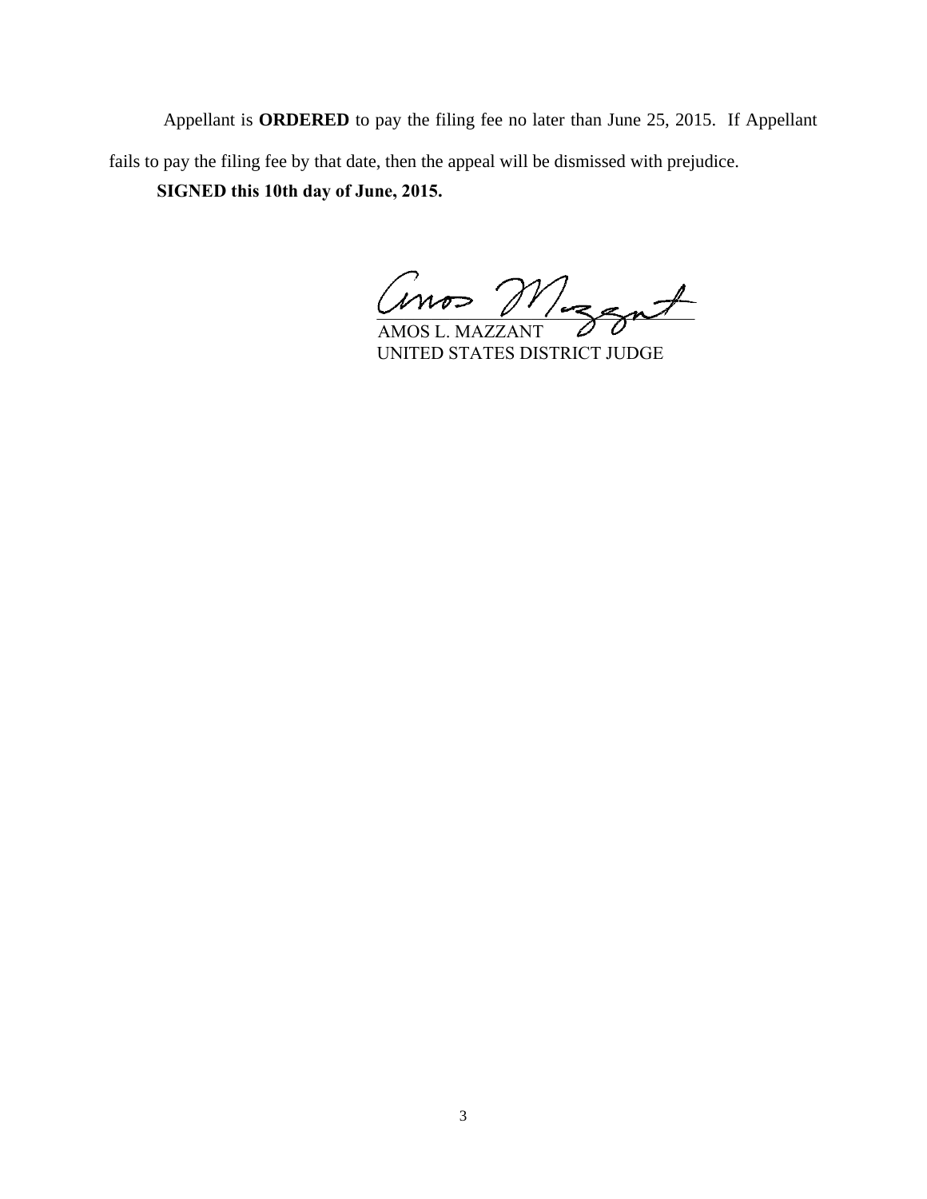Appellant is **ORDERED** to pay the filing fee no later than June 25, 2015. If Appellant fails to pay the filing fee by that date, then the appeal will be dismissed with prejudice.

**SIGNED this 10th day of June, 2015.**

AMOS L. MAZZANT
UNITED STATES DISTRICT JUDGE